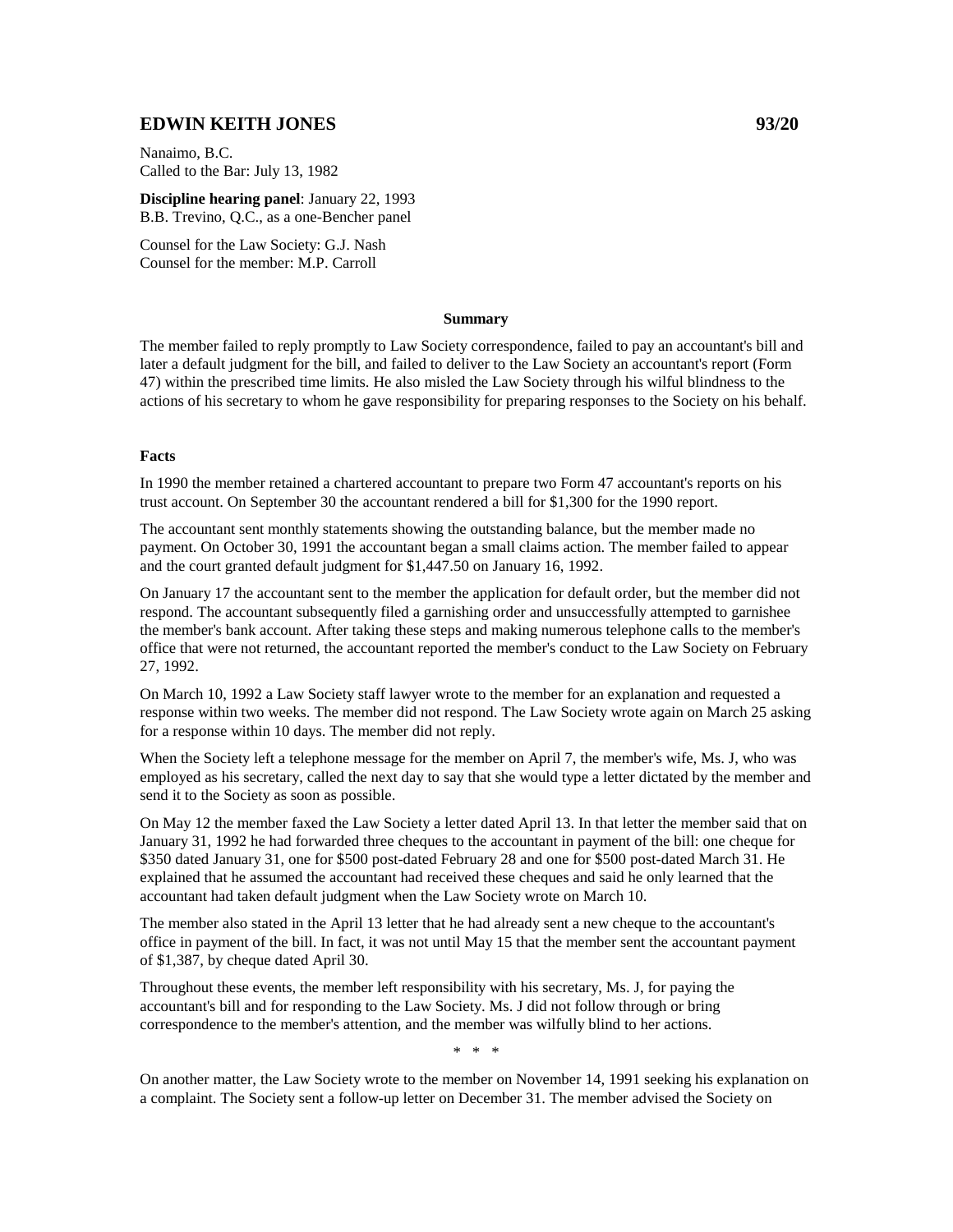## EDWIN KEITH JONES 93/20

Nanaimo, B.C.
Called to the Bar: July 13, 1982

**Discipline hearing panel**: January 22, 1993
B.B. Trevino, Q.C., as a one-Bencher panel

Counsel for the Law Society: G.J. Nash
Counsel for the member: M.P. Carroll

### Summary

The member failed to reply promptly to Law Society correspondence, failed to pay an accountant's bill and later a default judgment for the bill, and failed to deliver to the Law Society an accountant's report (Form 47) within the prescribed time limits. He also misled the Law Society through his wilful blindness to the actions of his secretary to whom he gave responsibility for preparing responses to the Society on his behalf.

### Facts

In 1990 the member retained a chartered accountant to prepare two Form 47 accountant's reports on his trust account. On September 30 the accountant rendered a bill for $1,300 for the 1990 report.

The accountant sent monthly statements showing the outstanding balance, but the member made no payment. On October 30, 1991 the accountant began a small claims action. The member failed to appear and the court granted default judgment for $1,447.50 on January 16, 1992.

On January 17 the accountant sent to the member the application for default order, but the member did not respond. The accountant subsequently filed a garnishing order and unsuccessfully attempted to garnishee the member's bank account. After taking these steps and making numerous telephone calls to the member's office that were not returned, the accountant reported the member's conduct to the Law Society on February 27, 1992.

On March 10, 1992 a Law Society staff lawyer wrote to the member for an explanation and requested a response within two weeks. The member did not respond. The Law Society wrote again on March 25 asking for a response within 10 days. The member did not reply.

When the Society left a telephone message for the member on April 7, the member's wife, Ms. J, who was employed as his secretary, called the next day to say that she would type a letter dictated by the member and send it to the Society as soon as possible.

On May 12 the member faxed the Law Society a letter dated April 13. In that letter the member said that on January 31, 1992 he had forwarded three cheques to the accountant in payment of the bill: one cheque for $350 dated January 31, one for $500 post-dated February 28 and one for $500 post-dated March 31. He explained that he assumed the accountant had received these cheques and said he only learned that the accountant had taken default judgment when the Law Society wrote on March 10.

The member also stated in the April 13 letter that he had already sent a new cheque to the accountant's office in payment of the bill. In fact, it was not until May 15 that the member sent the accountant payment of $1,387, by cheque dated April 30.

Throughout these events, the member left responsibility with his secretary, Ms. J, for paying the accountant's bill and for responding to the Law Society. Ms. J did not follow through or bring correspondence to the member's attention, and the member was wilfully blind to her actions.

\* \* \*

On another matter, the Law Society wrote to the member on November 14, 1991 seeking his explanation on a complaint. The Society sent a follow-up letter on December 31. The member advised the Society on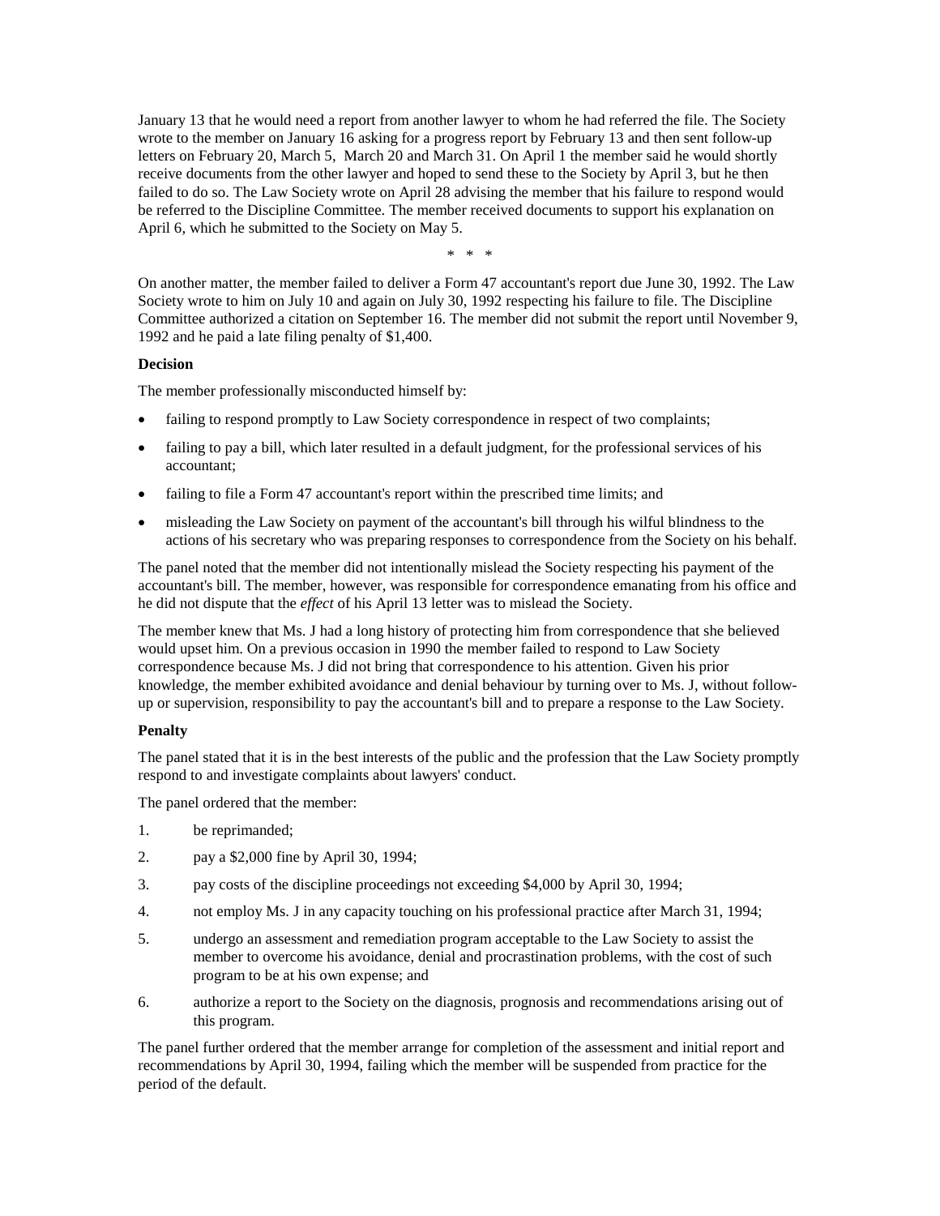January 13 that he would need a report from another lawyer to whom he had referred the file. The Society wrote to the member on January 16 asking for a progress report by February 13 and then sent follow-up letters on February 20, March 5, March 20 and March 31. On April 1 the member said he would shortly receive documents from the other lawyer and hoped to send these to the Society by April 3, but he then failed to do so. The Law Society wrote on April 28 advising the member that his failure to respond would be referred to the Discipline Committee. The member received documents to support his explanation on April 6, which he submitted to the Society on May 5.

\* \* \*

On another matter, the member failed to deliver a Form 47 accountant's report due June 30, 1992. The Law Society wrote to him on July 10 and again on July 30, 1992 respecting his failure to file. The Discipline Committee authorized a citation on September 16. The member did not submit the report until November 9, 1992 and he paid a late filing penalty of $1,400.

**Decision**

The member professionally misconducted himself by:

- failing to respond promptly to Law Society correspondence in respect of two complaints;
- failing to pay a bill, which later resulted in a default judgment, for the professional services of his accountant;
- failing to file a Form 47 accountant's report within the prescribed time limits; and
- misleading the Law Society on payment of the accountant's bill through his wilful blindness to the actions of his secretary who was preparing responses to correspondence from the Society on his behalf.

The panel noted that the member did not intentionally mislead the Society respecting his payment of the accountant's bill. The member, however, was responsible for correspondence emanating from his office and he did not dispute that the *effect* of his April 13 letter was to mislead the Society.

The member knew that Ms. J had a long history of protecting him from correspondence that she believed would upset him. On a previous occasion in 1990 the member failed to respond to Law Society correspondence because Ms. J did not bring that correspondence to his attention. Given his prior knowledge, the member exhibited avoidance and denial behaviour by turning over to Ms. J, without follow-up or supervision, responsibility to pay the accountant's bill and to prepare a response to the Law Society.

**Penalty**

The panel stated that it is in the best interests of the public and the profession that the Law Society promptly respond to and investigate complaints about lawyers' conduct.

The panel ordered that the member:

1. be reprimanded;
2. pay a $2,000 fine by April 30, 1994;
3. pay costs of the discipline proceedings not exceeding $4,000 by April 30, 1994;
4. not employ Ms. J in any capacity touching on his professional practice after March 31, 1994;
5. undergo an assessment and remediation program acceptable to the Law Society to assist the member to overcome his avoidance, denial and procrastination problems, with the cost of such program to be at his own expense; and
6. authorize a report to the Society on the diagnosis, prognosis and recommendations arising out of this program.

The panel further ordered that the member arrange for completion of the assessment and initial report and recommendations by April 30, 1994, failing which the member will be suspended from practice for the period of the default.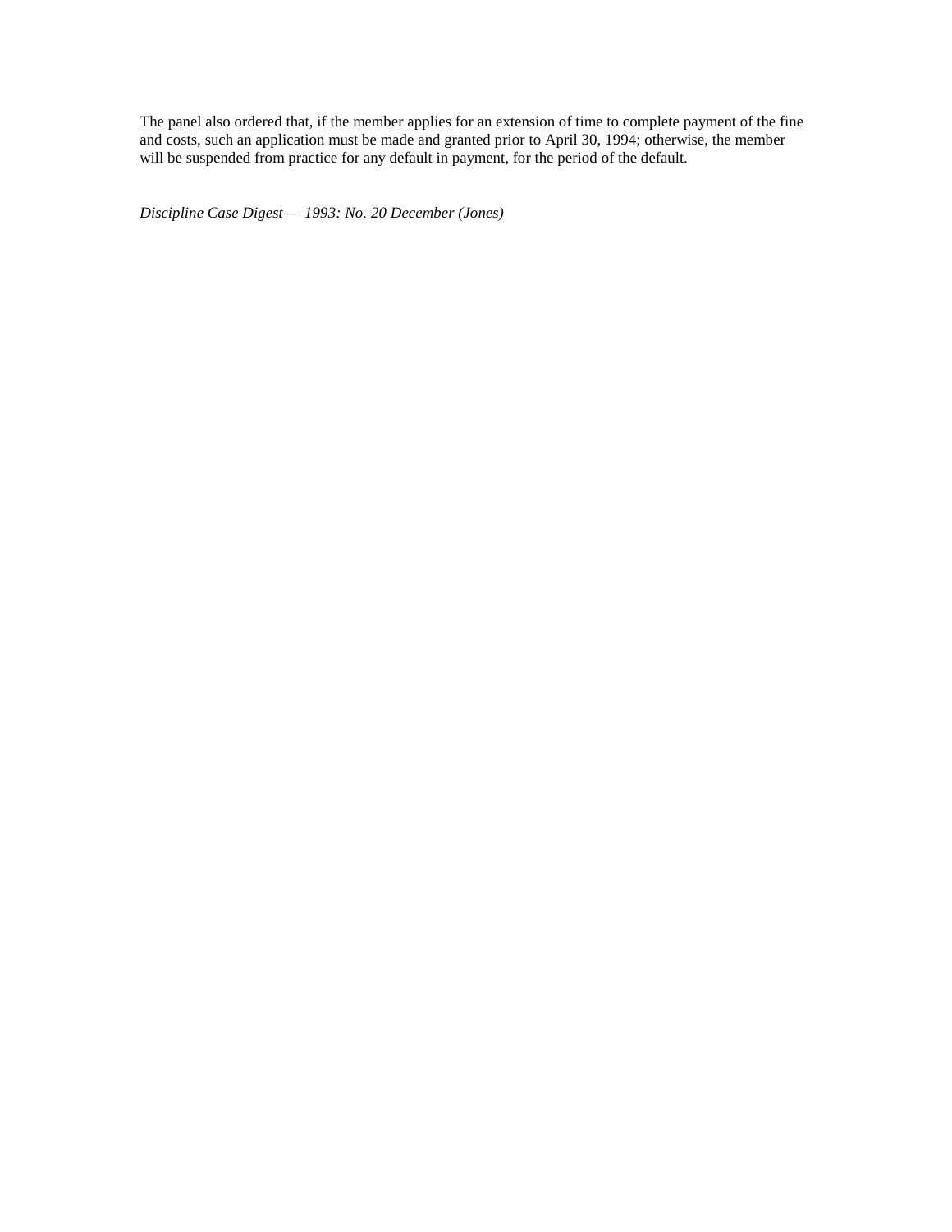The panel also ordered that, if the member applies for an extension of time to complete payment of the fine and costs, such an application must be made and granted prior to April 30, 1994; otherwise, the member will be suspended from practice for any default in payment, for the period of the default.

*Discipline Case Digest — 1993: No. 20 December (Jones)*